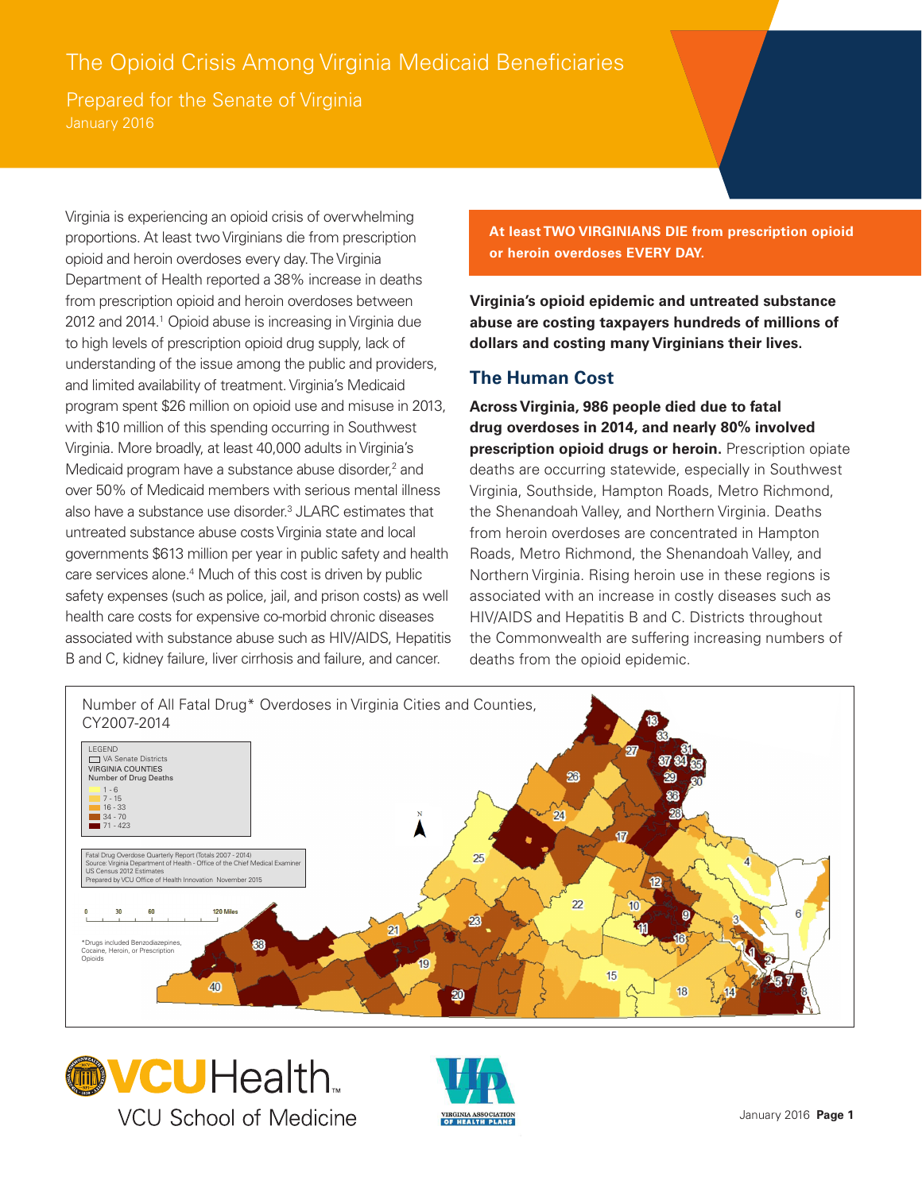# The Opioid Crisis Among Virginia Medicaid Beneficiaries

## Prepared for the Senate of Virginia

January 2016

Virginia is experiencing an opioid crisis of overwhelming proportions. At least two Virginians die from prescription opioid and heroin overdoses every day. The Virginia Department of Health reported a 38% increase in deaths from prescription opioid and heroin overdoses between 2012 and 2014.[1] Opioid abuse is increasing in Virginia due to high levels of prescription opioid drug supply, lack of understanding of the issue among the public and providers, and limited availability of treatment. Virginia's Medicaid program spent $26 million on opioid use and misuse in 2013, with $10 million of this spending occurring in Southwest Virginia. More broadly, at least 40,000 adults in Virginia's Medicaid program have a substance abuse disorder,[2] and over 50% of Medicaid members with serious mental illness also have a substance use disorder.[3] JLARC estimates that untreated substance abuse costs Virginia state and local governments $613 million per year in public safety and health care services alone.[4] Much of this cost is driven by public safety expenses (such as police, jail, and prison costs) as well health care costs for expensive co-morbid chronic diseases associated with substance abuse such as HIV/AIDS, Hepatitis B and C, kidney failure, liver cirrhosis and failure, and cancer.

**At least TWO VIRGINIANS DIE from prescription opioid or heroin overdoses EVERY DAY.**

**Virginia's opioid epidemic and untreated substance abuse are costing taxpayers hundreds of millions of dollars and costing many Virginians their lives.**

## The Human Cost

**Across Virginia, 986 people died due to fatal drug overdoses in 2014, and nearly 80% involved prescription opioid drugs or heroin.** Prescription opiate deaths are occurring statewide, especially in Southwest Virginia, Southside, Hampton Roads, Metro Richmond, the Shenandoah Valley, and Northern Virginia. Deaths from heroin overdoses are concentrated in Hampton Roads, Metro Richmond, the Shenandoah Valley, and Northern Virginia. Rising heroin use in these regions is associated with an increase in costly diseases such as HIV/AIDS and Hepatitis B and C. Districts throughout the Commonwealth are suffering increasing numbers of deaths from the opioid epidemic.

Number of All Fatal Drug* Overdoses in Virginia Cities and Counties, CY2007-2014

LEGEND
- VA Senate Districts
- VIRGINIA COUNTIES
- Number of Drug Deaths
  - 1 - 6
  - 7 - 15
  - 16 - 33
  - 34 - 70
  - 71 - 423

Fatal Drug Overdose Quarterly Report (Totals 2007 - 2014)
Source: Virginia Department of Health - Office of the Chief Medical Examiner
US Census 2012 Estimates
Prepared by VCU Office of Health Innovation November 2015

0 30 60 120 Miles

*Drugs included Benzodiazepines, Cocaine, Heroin, or Prescription Opioids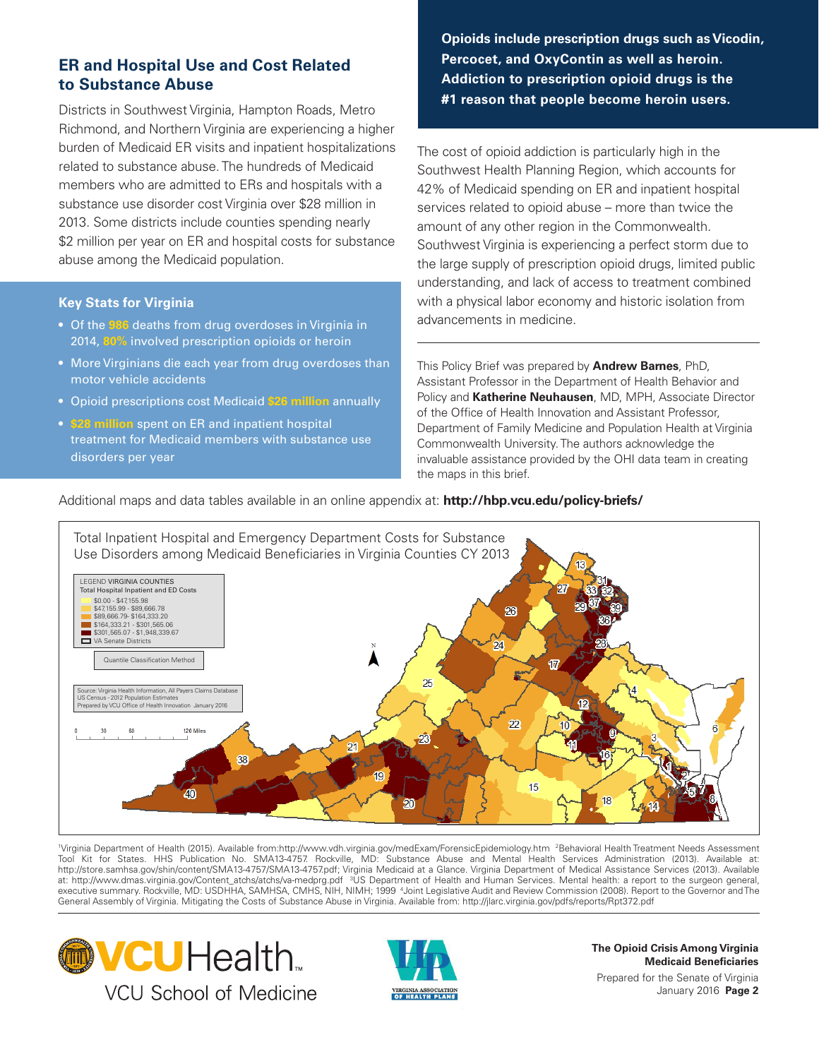## ER and Hospital Use and Cost Related to Substance Abuse

Districts in Southwest Virginia, Hampton Roads, Metro Richmond, and Northern Virginia are experiencing a higher burden of Medicaid ER visits and inpatient hospitalizations related to substance abuse. The hundreds of Medicaid members who are admitted to ERs and hospitals with a substance use disorder cost Virginia over $28 million in 2013. Some districts include counties spending nearly $2 million per year on ER and hospital costs for substance abuse among the Medicaid population.

### Key Stats for Virginia

- Of the **986** deaths from drug overdoses in Virginia in 2014, **80%** involved prescription opioids or heroin
- More Virginians die each year from drug overdoses than motor vehicle accidents
- Opioid prescriptions cost Medicaid **$26 million** annually
- **$28 million** spent on ER and inpatient hospital treatment for Medicaid members with substance use disorders per year

**Opioids include prescription drugs such as Vicodin, Percocet, and OxyContin as well as heroin. Addiction to prescription opioid drugs is the #1 reason that people become heroin users.**

The cost of opioid addiction is particularly high in the Southwest Health Planning Region, which accounts for 42% of Medicaid spending on ER and inpatient hospital services related to opioid abuse – more than twice the amount of any other region in the Commonwealth. Southwest Virginia is experiencing a perfect storm due to the large supply of prescription opioid drugs, limited public understanding, and lack of access to treatment combined with a physical labor economy and historic isolation from advancements in medicine.

This Policy Brief was prepared by **Andrew Barnes**, PhD, Assistant Professor in the Department of Health Behavior and Policy and **Katherine Neuhausen**, MD, MPH, Associate Director of the Office of Health Innovation and Assistant Professor, Department of Family Medicine and Population Health at Virginia Commonwealth University. The authors acknowledge the invaluable assistance provided by the OHI data team in creating the maps in this brief.

Additional maps and data tables available in an online appendix at: **http://hbp.vcu.edu/policy-briefs/**

Total Inpatient Hospital and Emergency Department Costs for Substance Use Disorders among Medicaid Beneficiaries in Virginia Counties CY 2013

LEGEND VIRGINIA COUNTIES
Total Hospital Inpatient and ED Costs
$0.00 - $47,155.98
$47,155.99 - $89,666.78
$89,666.79- $164,333.20
$164,333.21 - $301,565.06
$301,565.07 - $1,948,339.67
VA Senate Districts

Quantile Classification Method

Source: Virginia Health Information, All Payers Claims Database
US Census - 2012 Population Estimates
Prepared by VCU Office of Health Innovation January 2016

0 30 60 120 Miles

[1]Virginia Department of Health (2015). Available from:http://www.vdh.virginia.gov/medExam/ForensicEpidemiology.htm [2]Behavioral Health Treatment Needs Assessment Tool Kit for States. HHS Publication No. SMA13-4757. Rockville, MD: Substance Abuse and Mental Health Services Administration (2013). Available at: http://store.samhsa.gov/shin/content/SMA13-4757/SMA13-4757.pdf; Virginia Medicaid at a Glance. Virginia Department of Medical Assistance Services (2013). Available at: http://www.dmas.virginia.gov/Content_atchs/atchs/va-medprg.pdf [3]US Department of Health and Human Services. Mental health: a report to the surgeon general, executive summary. Rockville, MD: USDHHA, SAMHSA, CMHS, NIH, NIMH; 1999 [4]Joint Legislative Audit and Review Commission (2008). Report to the Governor and The General Assembly of Virginia. Mitigating the Costs of Substance Abuse in Virginia. Available from: http://jlarc.virginia.gov/pdfs/reports/Rpt372.pdf

VCU Health
VCU School of Medicine

VIRGINIA ASSOCIATION OF HEALTH PLANS

**The Opioid Crisis Among Virginia Medicaid Beneficiaries**
Prepared for the Senate of Virginia
January 2016